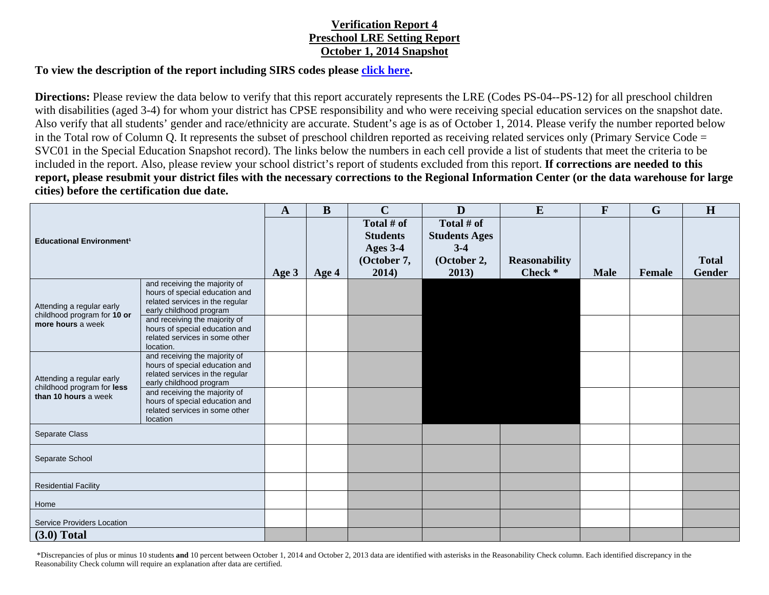# Verification Report 4
## Preschool LRE Setting Report
## October 1, 2014 Snapshot

**To view the description of the report including SIRS codes please click here.**

**Directions:** Please review the data below to verify that this report accurately represents the LRE (Codes PS-04--PS-12) for all preschool children with disabilities (aged 3-4) for whom your district has CPSE responsibility and who were receiving special education services on the snapshot date. Also verify that all students' gender and race/ethnicity are accurate. Student's age is as of October 1, 2014. Please verify the number reported below in the Total row of Column Q. It represents the subset of preschool children reported as receiving related services only (Primary Service Code = SVC01 in the Special Education Snapshot record). The links below the numbers in each cell provide a list of students that meet the criteria to be included in the report. Also, please review your school district's report of students excluded from this report. **If corrections are needed to this report, please resubmit your district files with the necessary corrections to the Regional Information Center (or the data warehouse for large cities) before the certification due date.**

| Educational Environment[1] | | A | B | C | D | E | F | G | H |
|---|---|---|---|---|---|---|---|---|---|
| | | Age 3 | Age 4 | Total # of Students Ages 3-4 (October 7, 2014) | Total # of Students Ages 3-4 (October 2, 2013) | Reasonability Check * | Male | Female | Total Gender |
| Attending a regular early childhood program for **10 or more hours** a week | and receiving the majority of hours of special education and related services in the regular early childhood program | | | | | | | | |
| | and receiving the majority of hours of special education and related services in some other location. | | | | | | | | |
| Attending a regular early childhood program for **less than 10 hours** a week | and receiving the majority of hours of special education and related services in the regular early childhood program | | | | | | | | |
| | and receiving the majority of hours of special education and related services in some other location | | | | | | | | |
| Separate Class | | | | | | | | | |
| Separate School | | | | | | | | | |
| Residential Facility | | | | | | | | | |
| Home | | | | | | | | | |
| Service Providers Location | | | | | | | | | |
| **(3.0) Total** | | | | | | | | | |

*Discrepancies of plus or minus 10 students **and** 10 percent between October 1, 2014 and October 2, 2013 data are identified with asterisks in the Reasonability Check column. Each identified discrepancy in the Reasonability Check column will require an explanation after data are certified.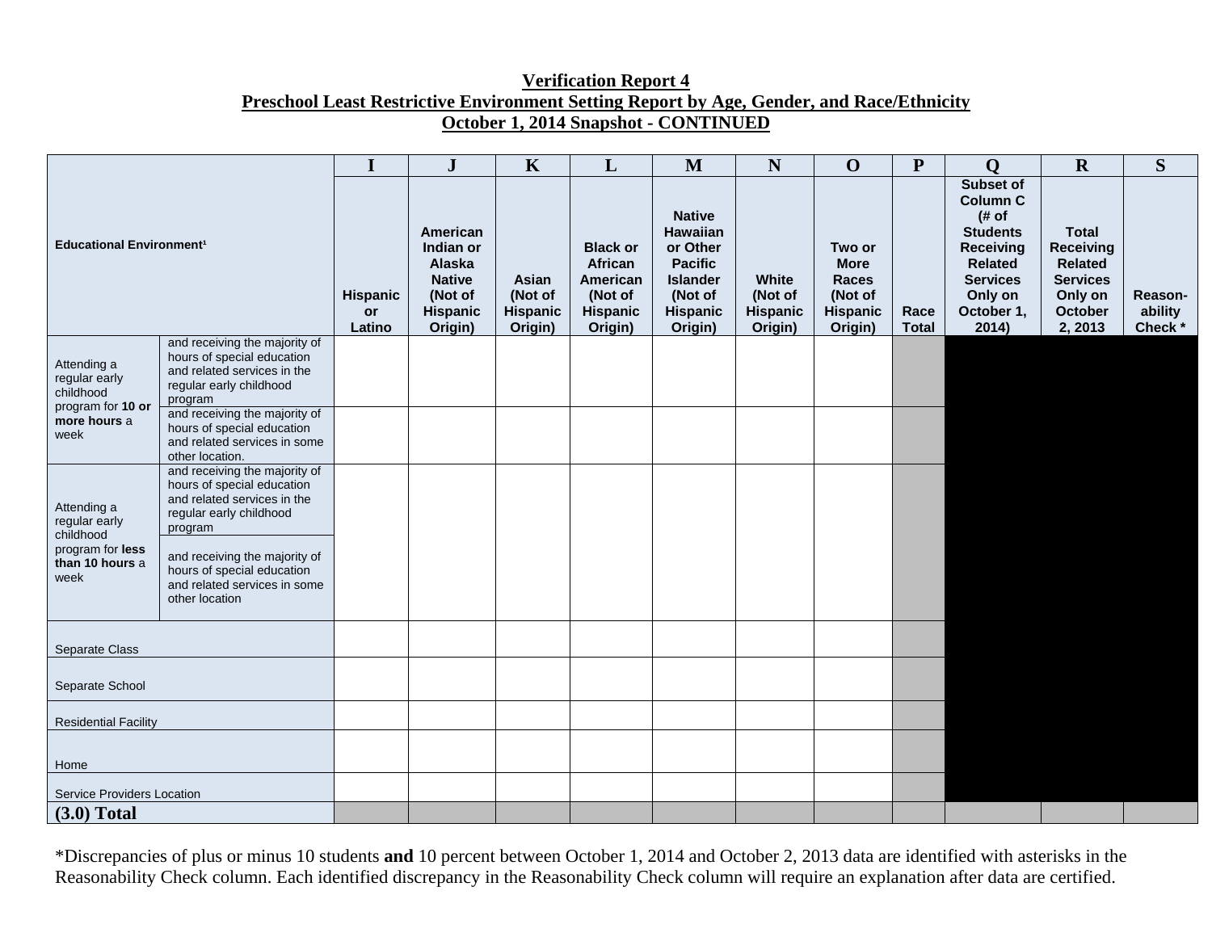**Verification Report 4**
**Preschool Least Restrictive Environment Setting Report by Age, Gender, and Race/Ethnicity**
**October 1, 2014 Snapshot - CONTINUED**

| | | I | J | K | L | M | N | O | P | Q | R | S |
|---|---|---|---|---|---|---|---|---|---|---|---|---|
| **Educational Environment**[1] | | **Hispanic or Latino** | **American Indian or Alaska Native (Not of Hispanic Origin)** | **Asian (Not of Hispanic Origin)** | **Black or African American (Not of Hispanic Origin)** | **Native Hawaiian or Other Pacific Islander (Not of Hispanic Origin)** | **White (Not of Hispanic Origin)** | **Two or More Races (Not of Hispanic Origin)** | **Race Total** | **Subset of Column C (# of Students Receiving Related Services Only on October 1, 2014)** | **Total Receiving Related Services Only on October 2, 2013** | **Reason-ability Check \*** |
| Attending a regular early childhood program for **10 or more hours** a week | and receiving the majority of hours of special education and related services in the regular early childhood program | | | | | | | | | | | |
| | and receiving the majority of hours of special education and related services in some other location. | | | | | | | | | | | |
| Attending a regular early childhood program for **less than 10 hours** a week | and receiving the majority of hours of special education and related services in the regular early childhood program | | | | | | | | | | | |
| | and receiving the majority of hours of special education and related services in some other location | | | | | | | | | | | |
| Separate Class | | | | | | | | | | | | |
| Separate School | | | | | | | | | | | | |
| Residential Facility | | | | | | | | | | | | |
| Home | | | | | | | | | | | | |
| Service Providers Location | | | | | | | | | | | | |
| **(3.0) Total** | | | | | | | | | | | | |

*Discrepancies of plus or minus 10 students **and** 10 percent between October 1, 2014 and October 2, 2013 data are identified with asterisks in the Reasonability Check column. Each identified discrepancy in the Reasonability Check column will require an explanation after data are certified.